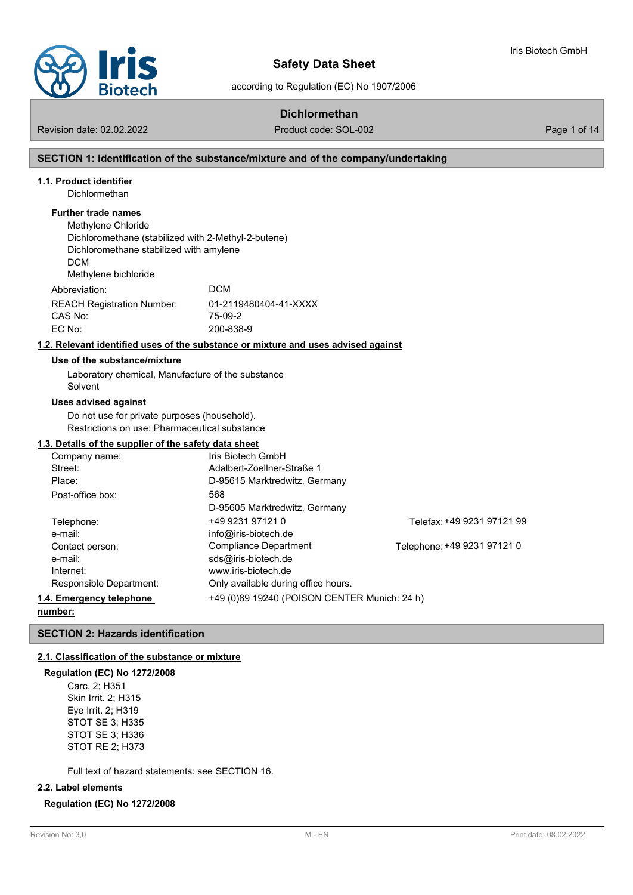# Safety Data Sheet

according to Regulation (EC) No 1907/2006

## Dichlormethan

Revision date: 02.02.2022 | Product code: SOL-002

## SECTION 1: Identification of the substance/mixture and of the company/undertaking

### 1.1. Product identifier

Dichlormethan

**Further trade names**

Methylene Chloride
Dichloromethane (stabilized with 2-Methyl-2-butene)
Dichloromethane stabilized with amylene
DCM
Methylene bichloride

| | |
|---|---|
| Abbreviation: | DCM |
| REACH Registration Number: | 01-2119480404-41-XXXX |
| CAS No: | 75-09-2 |
| EC No: | 200-838-9 |

### 1.2. Relevant identified uses of the substance or mixture and uses advised against

**Use of the substance/mixture**

Laboratory chemical, Manufacture of the substance
Solvent

**Uses advised against**

Do not use for private purposes (household).
Restrictions on use: Pharmaceutical substance

### 1.3. Details of the supplier of the safety data sheet

| | | |
|---|---|---|
| Company name: | Iris Biotech GmbH | |
| Street: | Adalbert-Zoellner-Straße 1 | |
| Place: | D-95615 Marktredwitz, Germany | |
| Post-office box: | 568<br>D-95605 Marktredwitz, Germany | |
| Telephone: | +49 9231 97121 0 | Telefax: +49 9231 97121 99 |
| e-mail: | info@iris-biotech.de | |
| Contact person: | Compliance Department | Telephone: +49 9231 97121 0 |
| e-mail: | sds@iris-biotech.de | |
| Internet: | www.iris-biotech.de | |
| Responsible Department: | Only available during office hours. | |

### 1.4. Emergency telephone number:

+49 (0)89 19240 (POISON CENTER Munich: 24 h)

## SECTION 2: Hazards identification

### 2.1. Classification of the substance or mixture

**Regulation (EC) No 1272/2008**

Carc. 2; H351
Skin Irrit. 2; H315
Eye Irrit. 2; H319
STOT SE 3; H335
STOT SE 3; H336
STOT RE 2; H373

Full text of hazard statements: see SECTION 16.

### 2.2. Label elements

**Regulation (EC) No 1272/2008**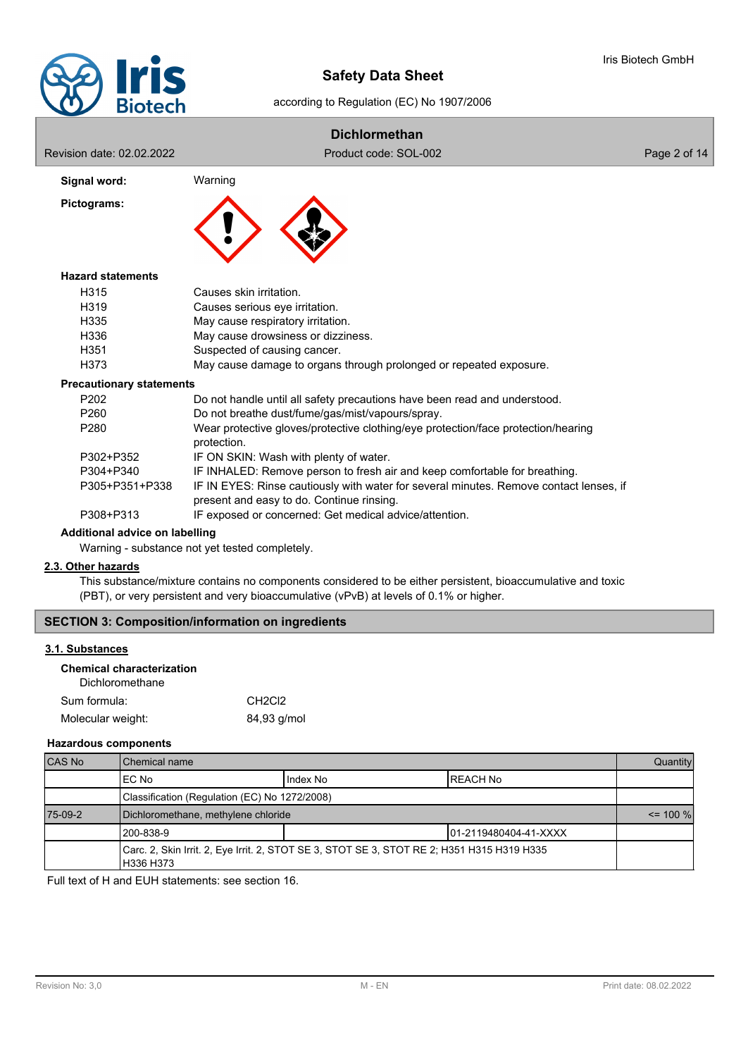**Signal word:** Warning

**Pictograms:**

**Hazard statements**

| | |
|---|---|
| H315 | Causes skin irritation. |
| H319 | Causes serious eye irritation. |
| H335 | May cause respiratory irritation. |
| H336 | May cause drowsiness or dizziness. |
| H351 | Suspected of causing cancer. |
| H373 | May cause damage to organs through prolonged or repeated exposure. |

**Precautionary statements**

| | |
|---|---|
| P202 | Do not handle until all safety precautions have been read and understood. |
| P260 | Do not breathe dust/fume/gas/mist/vapours/spray. |
| P280 | Wear protective gloves/protective clothing/eye protection/face protection/hearing protection. |
| P302+P352 | IF ON SKIN: Wash with plenty of water. |
| P304+P340 | IF INHALED: Remove person to fresh air and keep comfortable for breathing. |
| P305+P351+P338 | IF IN EYES: Rinse cautiously with water for several minutes. Remove contact lenses, if present and easy to do. Continue rinsing. |
| P308+P313 | IF exposed or concerned: Get medical advice/attention. |

**Additional advice on labelling**

Warning - substance not yet tested completely.

### 2.3. Other hazards

This substance/mixture contains no components considered to be either persistent, bioaccumulative and toxic (PBT), or very persistent and very bioaccumulative (vPvB) at levels of 0.1% or higher.

## SECTION 3: Composition/information on ingredients

### 3.1. Substances

**Chemical characterization**

Dichloromethane

Sum formula: $CH_2Cl_2$

Molecular weight: 84,93 g/mol

**Hazardous components**

| CAS No | Chemical name | | | Quantity |
|---|---|---|---|---|
| | EC No | Index No | REACH No | |
| | Classification (Regulation (EC) No 1272/2008) | | | |
| 75-09-2 | Dichloromethane, methylene chloride | | | <= 100 % |
| | 200-838-9 | | 01-2119480404-41-XXXX | |
| | Carc. 2, Skin Irrit. 2, Eye Irrit. 2, STOT SE 3, STOT SE 3, STOT RE 2; H351 H315 H319 H335 H336 H373 | | | |

Full text of H and EUH statements: see section 16.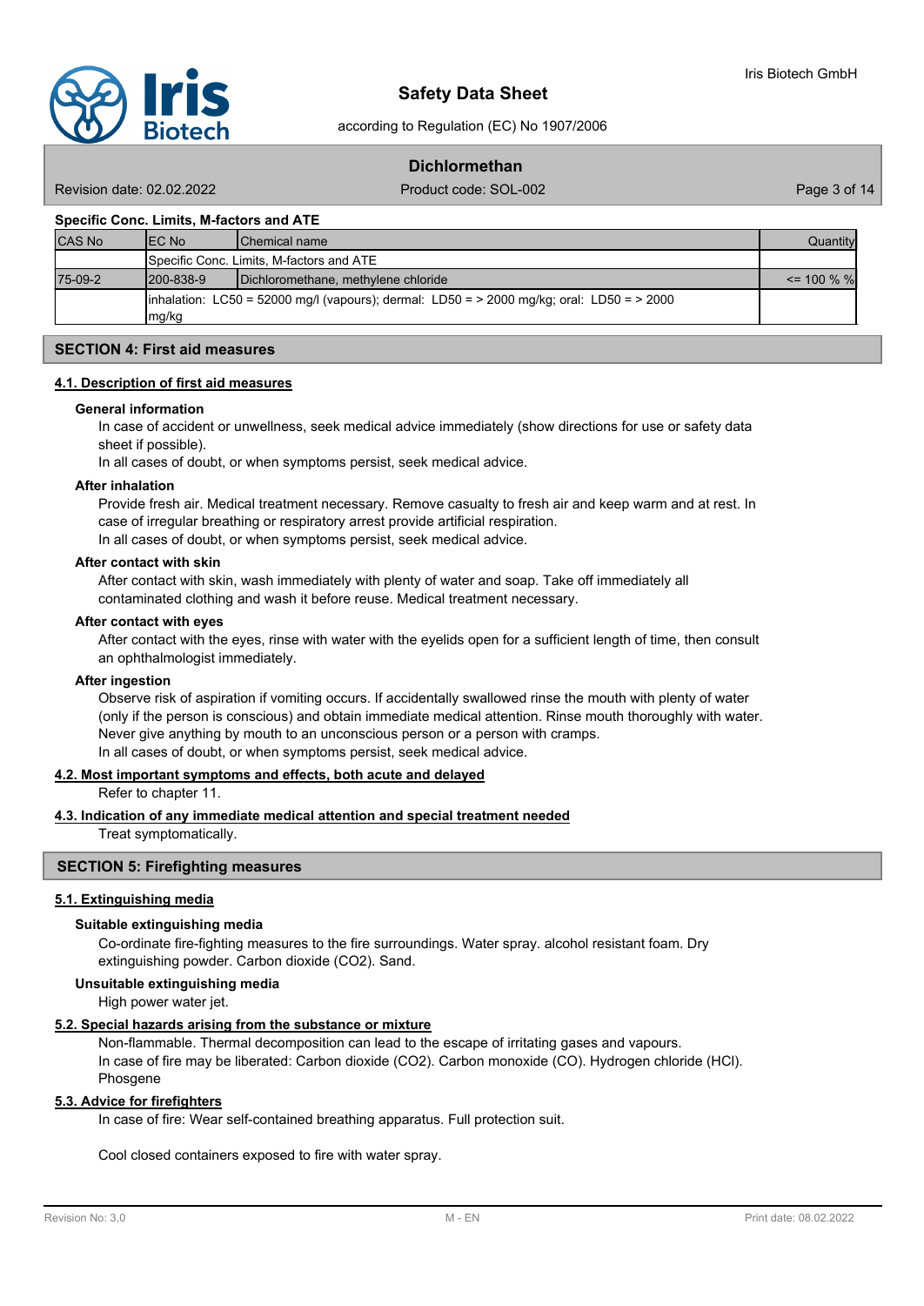**Specific Conc. Limits, M-factors and ATE**

| CAS No | EC No | Chemical name | Quantity |
|---|---|---|---|
| | Specific Conc. Limits, M-factors and ATE | | |
| 75-09-2 | 200-838-9 | Dichloromethane, methylene chloride | <= 100 % % |
| | inhalation: LC50 = 52000 mg/l (vapours); dermal: LD50 = > 2000 mg/kg; oral: LD50 = > 2000 mg/kg | | |

## SECTION 4: First aid measures

### 4.1. Description of first aid measures

**General information**

In case of accident or unwellness, seek medical advice immediately (show directions for use or safety data sheet if possible).
In all cases of doubt, or when symptoms persist, seek medical advice.

**After inhalation**

Provide fresh air. Medical treatment necessary. Remove casualty to fresh air and keep warm and at rest. In case of irregular breathing or respiratory arrest provide artificial respiration.
In all cases of doubt, or when symptoms persist, seek medical advice.

**After contact with skin**

After contact with skin, wash immediately with plenty of water and soap. Take off immediately all contaminated clothing and wash it before reuse. Medical treatment necessary.

**After contact with eyes**

After contact with the eyes, rinse with water with the eyelids open for a sufficient length of time, then consult an ophthalmologist immediately.

**After ingestion**

Observe risk of aspiration if vomiting occurs. If accidentally swallowed rinse the mouth with plenty of water (only if the person is conscious) and obtain immediate medical attention. Rinse mouth thoroughly with water. Never give anything by mouth to an unconscious person or a person with cramps.
In all cases of doubt, or when symptoms persist, seek medical advice.

### 4.2. Most important symptoms and effects, both acute and delayed

Refer to chapter 11.

### 4.3. Indication of any immediate medical attention and special treatment needed

Treat symptomatically.

## SECTION 5: Firefighting measures

### 5.1. Extinguishing media

**Suitable extinguishing media**

Co-ordinate fire-fighting measures to the fire surroundings. Water spray. alcohol resistant foam. Dry extinguishing powder. Carbon dioxide ($CO_2$). Sand.

**Unsuitable extinguishing media**

High power water jet.

### 5.2. Special hazards arising from the substance or mixture

Non-flammable. Thermal decomposition can lead to the escape of irritating gases and vapours.
In case of fire may be liberated: Carbon dioxide ($CO_2$). Carbon monoxide (CO). Hydrogen chloride (HCl). Phosgene

### 5.3. Advice for firefighters

In case of fire: Wear self-contained breathing apparatus. Full protection suit.

Cool closed containers exposed to fire with water spray.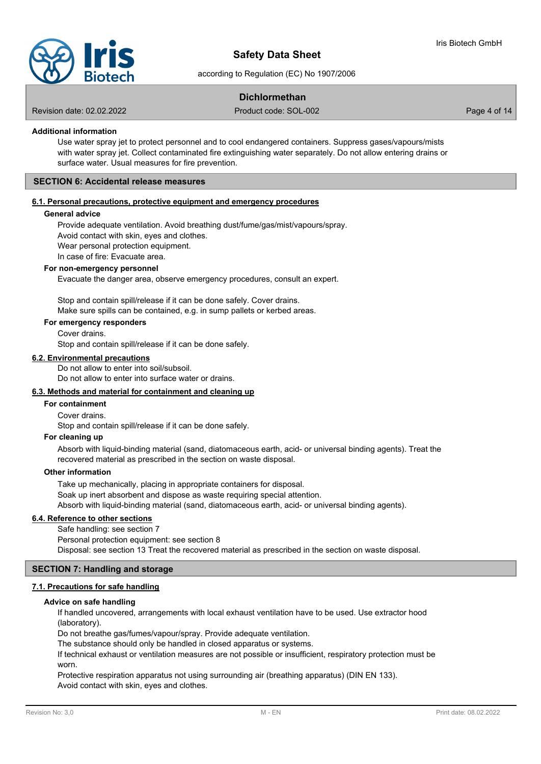#### Additional information

Use water spray jet to protect personnel and to cool endangered containers. Suppress gases/vapours/mists with water spray jet. Collect contaminated fire extinguishing water separately. Do not allow entering drains or surface water. Usual measures for fire prevention.

## SECTION 6: Accidental release measures

### 6.1. Personal precautions, protective equipment and emergency procedures

#### General advice

Provide adequate ventilation. Avoid breathing dust/fume/gas/mist/vapours/spray.
Avoid contact with skin, eyes and clothes.
Wear personal protection equipment.
In case of fire: Evacuate area.

#### For non-emergency personnel

Evacuate the danger area, observe emergency procedures, consult an expert.

Stop and contain spill/release if it can be done safely. Cover drains.
Make sure spills can be contained, e.g. in sump pallets or kerbed areas.

#### For emergency responders

Cover drains.
Stop and contain spill/release if it can be done safely.

### 6.2. Environmental precautions

Do not allow to enter into soil/subsoil.
Do not allow to enter into surface water or drains.

### 6.3. Methods and material for containment and cleaning up

#### For containment

Cover drains.
Stop and contain spill/release if it can be done safely.

#### For cleaning up

Absorb with liquid-binding material (sand, diatomaceous earth, acid- or universal binding agents). Treat the recovered material as prescribed in the section on waste disposal.

#### Other information

Take up mechanically, placing in appropriate containers for disposal.
Soak up inert absorbent and dispose as waste requiring special attention.
Absorb with liquid-binding material (sand, diatomaceous earth, acid- or universal binding agents).

### 6.4. Reference to other sections

Safe handling: see section 7
Personal protection equipment: see section 8
Disposal: see section 13 Treat the recovered material as prescribed in the section on waste disposal.

## SECTION 7: Handling and storage

### 7.1. Precautions for safe handling

#### Advice on safe handling

If handled uncovered, arrangements with local exhaust ventilation have to be used. Use extractor hood (laboratory).
Do not breathe gas/fumes/vapour/spray. Provide adequate ventilation.
The substance should only be handled in closed apparatus or systems.
If technical exhaust or ventilation measures are not possible or insufficient, respiratory protection must be worn.
Protective respiration apparatus not using surrounding air (breathing apparatus) (DIN EN 133).
Avoid contact with skin, eyes and clothes.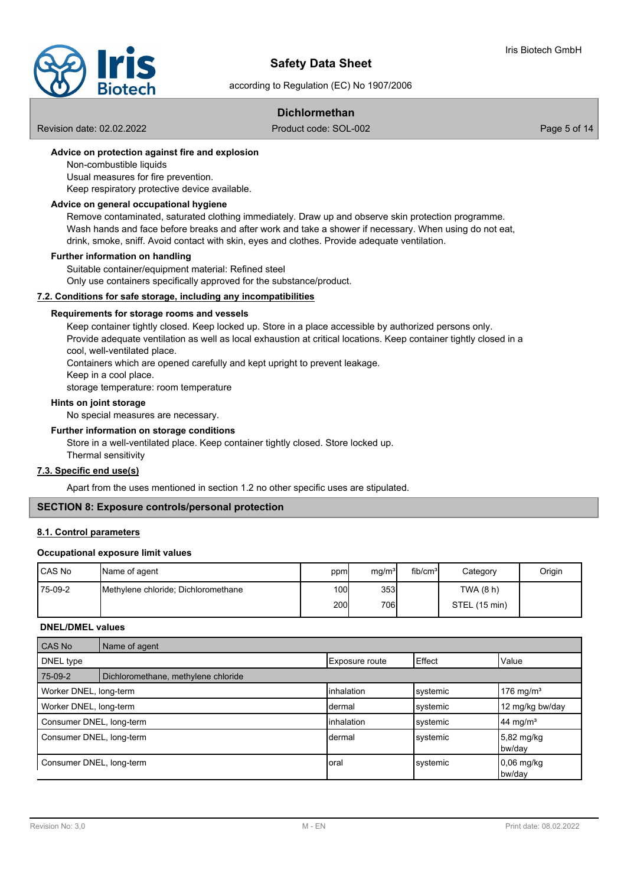**Advice on protection against fire and explosion**

Non-combustible liquids
Usual measures for fire prevention.
Keep respiratory protective device available.

**Advice on general occupational hygiene**

Remove contaminated, saturated clothing immediately. Draw up and observe skin protection programme. Wash hands and face before breaks and after work and take a shower if necessary. When using do not eat, drink, smoke, sniff. Avoid contact with skin, eyes and clothes. Provide adequate ventilation.

**Further information on handling**

Suitable container/equipment material: Refined steel
Only use containers specifically approved for the substance/product.

## 7.2. Conditions for safe storage, including any incompatibilities

**Requirements for storage rooms and vessels**

Keep container tightly closed. Keep locked up. Store in a place accessible by authorized persons only.
Provide adequate ventilation as well as local exhaustion at critical locations. Keep container tightly closed in a cool, well-ventilated place.
Containers which are opened carefully and kept upright to prevent leakage.
Keep in a cool place.
storage temperature: room temperature

**Hints on joint storage**

No special measures are necessary.

**Further information on storage conditions**

Store in a well-ventilated place. Keep container tightly closed. Store locked up.
Thermal sensitivity

## 7.3. Specific end use(s)

Apart from the uses mentioned in section 1.2 no other specific uses are stipulated.

# SECTION 8: Exposure controls/personal protection

## 8.1. Control parameters

**Occupational exposure limit values**

| CAS No | Name of agent | ppm | mg/m³ | fib/cm³ | Category | Origin |
|---|---|---|---|---|---|---|
| 75-09-2 | Methylene chloride; Dichloromethane | 100 | 353 | | TWA (8 h) | |
| | | 200 | 706 | | STEL (15 min) | |

**DNEL/DMEL values**

| CAS No | Name of agent | | | |
|---|---|---|---|---|
| DNEL type | | Exposure route | Effect | Value |
| 75-09-2 | Dichloromethane, methylene chloride | | | |
| Worker DNEL, long-term | | inhalation | systemic | 176 mg/m³ |
| Worker DNEL, long-term | | dermal | systemic | 12 mg/kg bw/day |
| Consumer DNEL, long-term | | inhalation | systemic | 44 mg/m³ |
| Consumer DNEL, long-term | | dermal | systemic | 5,82 mg/kg bw/day |
| Consumer DNEL, long-term | | oral | systemic | 0,06 mg/kg bw/day |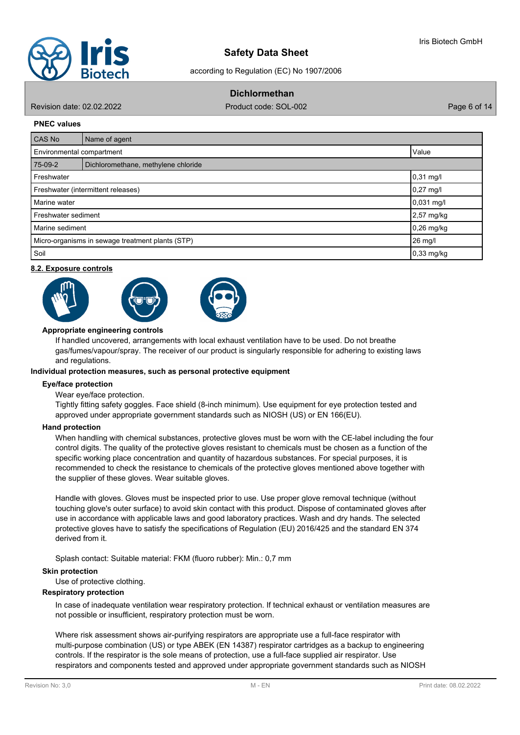**PNEC values**

| CAS No | Name of agent | |
|---|---|---|
| Environmental compartment | | Value |
| 75-09-2 | Dichloromethane, methylene chloride | |
| Freshwater | | 0,31 mg/l |
| Freshwater (intermittent releases) | | 0,27 mg/l |
| Marine water | | 0,031 mg/l |
| Freshwater sediment | | 2,57 mg/kg |
| Marine sediment | | 0,26 mg/kg |
| Micro-organisms in sewage treatment plants (STP) | | 26 mg/l |
| Soil | | 0,33 mg/kg |

## 8.2. Exposure controls

**Appropriate engineering controls**

If handled uncovered, arrangements with local exhaust ventilation have to be used. Do not breathe gas/fumes/vapour/spray. The receiver of our product is singularly responsible for adhering to existing laws and regulations.

**Individual protection measures, such as personal protective equipment**

**Eye/face protection**

Wear eye/face protection.
Tightly fitting safety goggles. Face shield (8-inch minimum). Use equipment for eye protection tested and approved under appropriate government standards such as NIOSH (US) or EN 166(EU).

**Hand protection**

When handling with chemical substances, protective gloves must be worn with the CE-label including the four control digits. The quality of the protective gloves resistant to chemicals must be chosen as a function of the specific working place concentration and quantity of hazardous substances. For special purposes, it is recommended to check the resistance to chemicals of the protective gloves mentioned above together with the supplier of these gloves. Wear suitable gloves.

Handle with gloves. Gloves must be inspected prior to use. Use proper glove removal technique (without touching glove's outer surface) to avoid skin contact with this product. Dispose of contaminated gloves after use in accordance with applicable laws and good laboratory practices. Wash and dry hands. The selected protective gloves have to satisfy the specifications of Regulation (EU) 2016/425 and the standard EN 374 derived from it.

Splash contact: Suitable material: FKM (fluoro rubber): Min.: 0,7 mm

**Skin protection**

Use of protective clothing.

**Respiratory protection**

In case of inadequate ventilation wear respiratory protection. If technical exhaust or ventilation measures are not possible or insufficient, respiratory protection must be worn.

Where risk assessment shows air-purifying respirators are appropriate use a full-face respirator with multi-purpose combination (US) or type ABEK (EN 14387) respirator cartridges as a backup to engineering controls. If the respirator is the sole means of protection, use a full-face supplied air respirator. Use respirators and components tested and approved under appropriate government standards such as NIOSH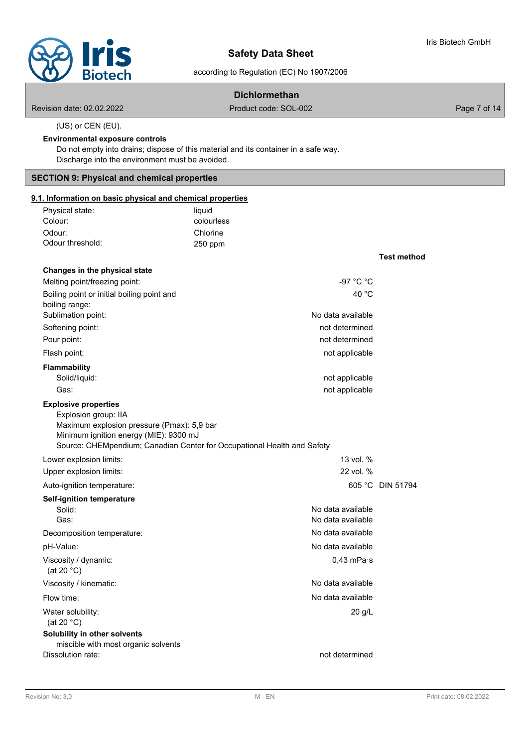(US) or CEN (EU).

**Environmental exposure controls**

Do not empty into drains; dispose of this material and its container in a safe way.
Discharge into the environment must be avoided.

## SECTION 9: Physical and chemical properties

### 9.1. Information on basic physical and chemical properties

| | |
|---|---|
| Physical state: | liquid |
| Colour: | colourless |
| Odour: | Chlorine |
| Odour threshold: | 250 ppm |

| | | Test method |
|---|---|---|
| **Changes in the physical state** | | |
| Melting point/freezing point: | -97 °C °C | |
| Boiling point or initial boiling point and boiling range: | 40 °C | |
| Sublimation point: | No data available | |
| Softening point: | not determined | |
| Pour point: | not determined | |
| Flash point: | not applicable | |
| **Flammability** | | |
| Solid/liquid: | not applicable | |
| Gas: | not applicable | |

**Explosive properties**

Explosion group: IIA
Maximum explosion pressure (Pmax): 5,9 bar
Minimum ignition energy (MIE): 9300 mJ
Source: CHEMpendium; Canadian Center for Occupational Health and Safety

| | | Test method |
|---|---|---|
| Lower explosion limits: | 13 vol. % | |
| Upper explosion limits: | 22 vol. % | |
| Auto-ignition temperature: | 605 °C | DIN 51794 |
| **Self-ignition temperature** | | |
| Solid: | No data available | |
| Gas: | No data available | |
| Decomposition temperature: | No data available | |
| pH-Value: | No data available | |
| Viscosity / dynamic: (at 20 °C) | 0,43 mPa·s | |
| Viscosity / kinematic: | No data available | |
| Flow time: | No data available | |
| Water solubility: (at 20 °C) | 20 g/L | |

**Solubility in other solvents**

miscible with most organic solvents

| | |
|---|---|
| Dissolution rate: | not determined |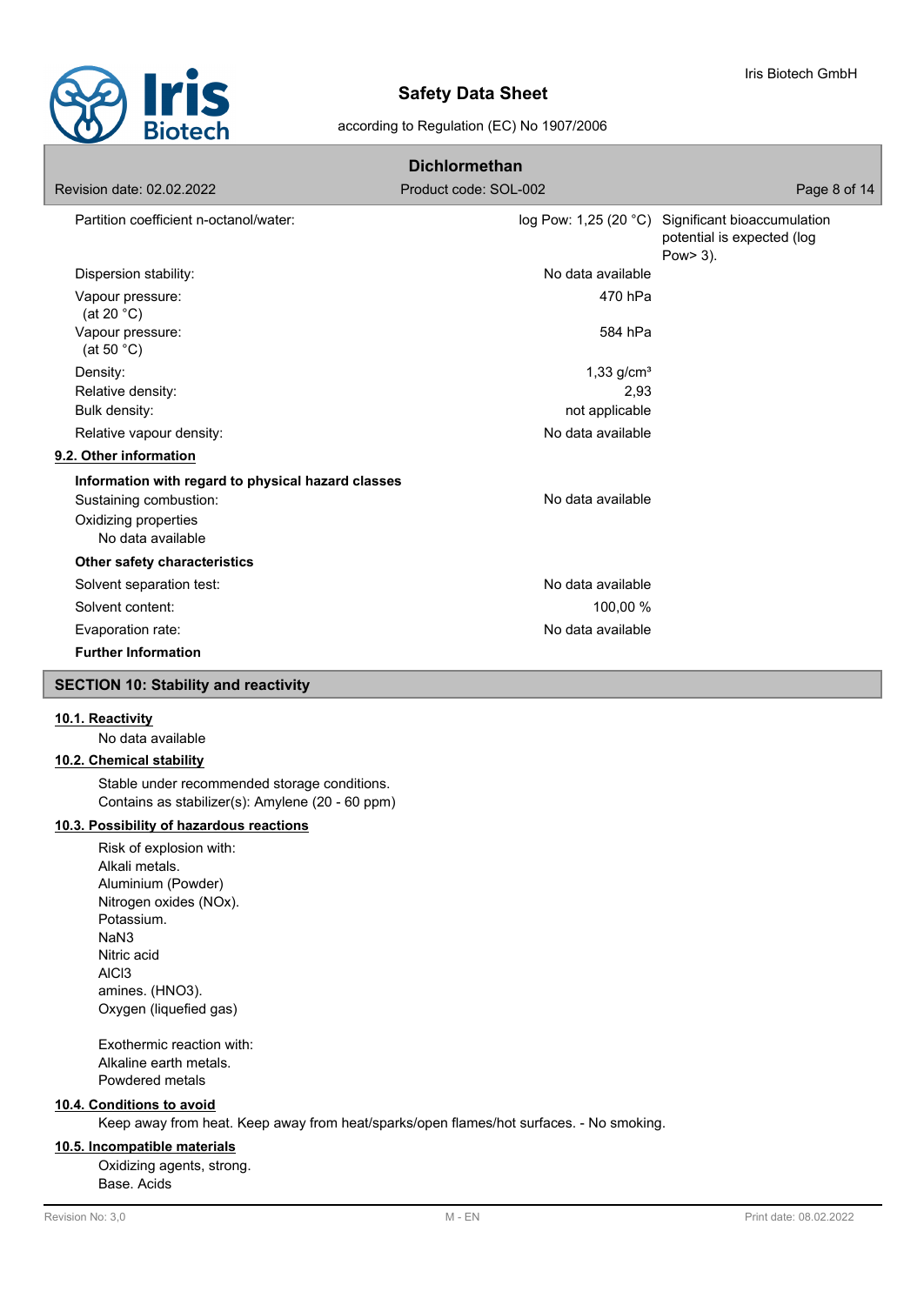| | | |
|---|---|---|
| Partition coefficient n-octanol/water: | log Pow: 1,25 (20 °C) | Significant bioaccumulation potential is expected (log Pow> 3). |
| Dispersion stability: | No data available | |
| Vapour pressure: (at 20 °C) | 470 hPa | |
| Vapour pressure: (at 50 °C) | 584 hPa | |
| Density: | 1,33 g/cm³ | |
| Relative density: | 2,93 | |
| Bulk density: | not applicable | |
| Relative vapour density: | No data available | |

### 9.2. Other information

**Information with regard to physical hazard classes**

| | |
|---|---|
| Sustaining combustion: | No data available |

Oxidizing properties
No data available

**Other safety characteristics**

| | |
|---|---|
| Solvent separation test: | No data available |
| Solvent content: | 100,00 % |
| Evaporation rate: | No data available |

**Further Information**

## SECTION 10: Stability and reactivity

### 10.1. Reactivity

No data available

### 10.2. Chemical stability

Stable under recommended storage conditions.
Contains as stabilizer(s): Amylene (20 - 60 ppm)

### 10.3. Possibility of hazardous reactions

Risk of explosion with:
Alkali metals.
Aluminium (Powder)
Nitrogen oxides (NOx).
Potassium.
$NaN_3$
Nitric acid
$AlCl_3$
amines. ($HNO_3$).
Oxygen (liquefied gas)

Exothermic reaction with:
Alkaline earth metals.
Powdered metals

### 10.4. Conditions to avoid

Keep away from heat. Keep away from heat/sparks/open flames/hot surfaces. - No smoking.

### 10.5. Incompatible materials

Oxidizing agents, strong.
Base. Acids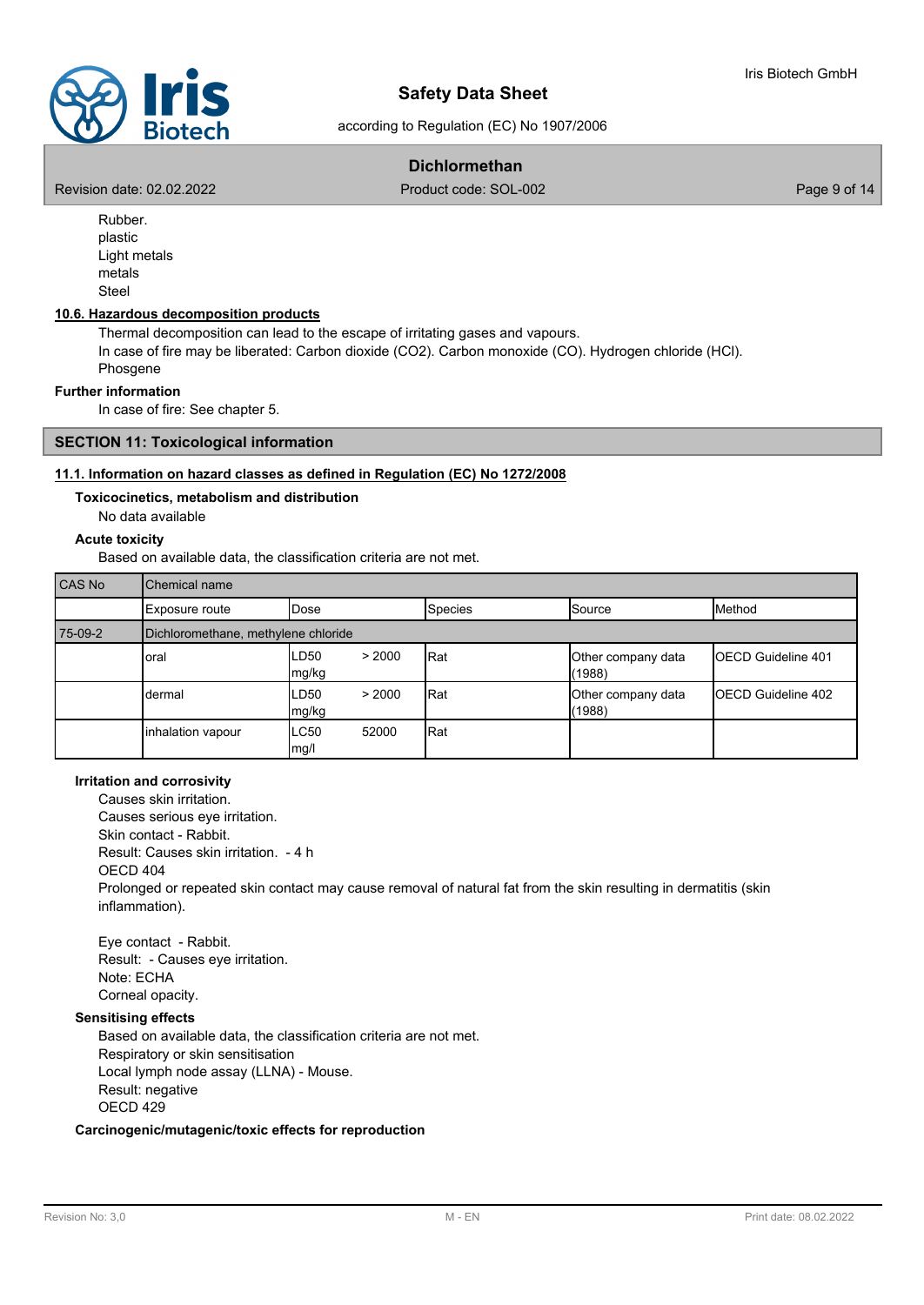Rubber.
plastic
Light metals
metals
Steel

### 10.6. Hazardous decomposition products

Thermal decomposition can lead to the escape of irritating gases and vapours.
In case of fire may be liberated: Carbon dioxide ($CO_2$). Carbon monoxide (CO). Hydrogen chloride (HCl).
Phosgene

**Further information**

In case of fire: See chapter 5.

## SECTION 11: Toxicological information

### 11.1. Information on hazard classes as defined in Regulation (EC) No 1272/2008

**Toxicocinetics, metabolism and distribution**

No data available

**Acute toxicity**

Based on available data, the classification criteria are not met.

| CAS No | Chemical name | | | | |
|---|---|---|---|---|---|
| | Exposure route | Dose | Species | Source | Method |
| 75-09-2 | Dichloromethane, methylene chloride | | | | |
| | oral | LD50 > 2000 mg/kg | Rat | Other company data (1988) | OECD Guideline 401 |
| | dermal | LD50 > 2000 mg/kg | Rat | Other company data (1988) | OECD Guideline 402 |
| | inhalation vapour | LC50 52000 mg/l | Rat | | |

**Irritation and corrosivity**

Causes skin irritation.
Causes serious eye irritation.
Skin contact - Rabbit.
Result: Causes skin irritation. - 4 h
OECD 404
Prolonged or repeated skin contact may cause removal of natural fat from the skin resulting in dermatitis (skin inflammation).

Eye contact - Rabbit.
Result: - Causes eye irritation.
Note: ECHA
Corneal opacity.

**Sensitising effects**

Based on available data, the classification criteria are not met.
Respiratory or skin sensitisation
Local lymph node assay (LLNA) - Mouse.
Result: negative
OECD 429

**Carcinogenic/mutagenic/toxic effects for reproduction**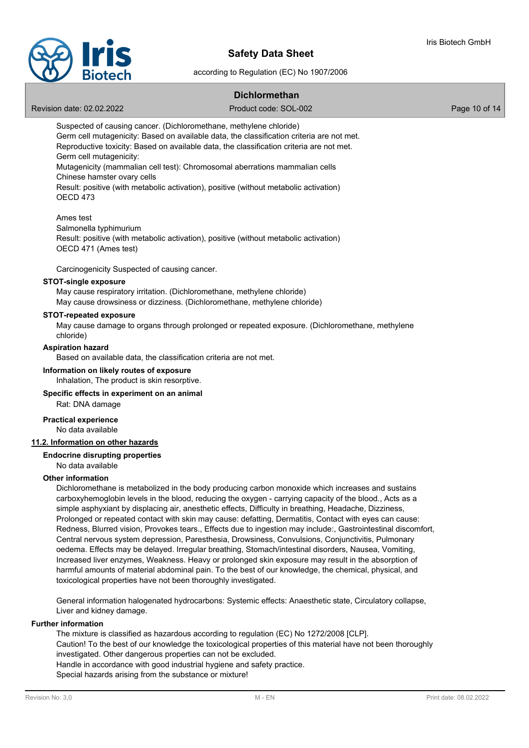Suspected of causing cancer. (Dichloromethane, methylene chloride)
Germ cell mutagenicity: Based on available data, the classification criteria are not met.
Reproductive toxicity: Based on available data, the classification criteria are not met.
Germ cell mutagenicity:
Mutagenicity (mammalian cell test): Chromosomal aberrations mammalian cells
Chinese hamster ovary cells
Result: positive (with metabolic activation), positive (without metabolic activation)
OECD 473

Ames test
Salmonella typhimurium
Result: positive (with metabolic activation), positive (without metabolic activation)
OECD 471 (Ames test)

Carcinogenicity Suspected of causing cancer.

**STOT-single exposure**

May cause respiratory irritation. (Dichloromethane, methylene chloride)
May cause drowsiness or dizziness. (Dichloromethane, methylene chloride)

**STOT-repeated exposure**

May cause damage to organs through prolonged or repeated exposure. (Dichloromethane, methylene chloride)

**Aspiration hazard**

Based on available data, the classification criteria are not met.

**Information on likely routes of exposure**

Inhalation, The product is skin resorptive.

**Specific effects in experiment on an animal**

Rat: DNA damage

**Practical experience**

No data available

## 11.2. Information on other hazards

**Endocrine disrupting properties**

No data available

**Other information**

Dichloromethane is metabolized in the body producing carbon monoxide which increases and sustains carboxyhemoglobin levels in the blood, reducing the oxygen - carrying capacity of the blood., Acts as a simple asphyxiant by displacing air, anesthetic effects, Difficulty in breathing, Headache, Dizziness, Prolonged or repeated contact with skin may cause: defatting, Dermatitis, Contact with eyes can cause: Redness, Blurred vision, Provokes tears., Effects due to ingestion may include:, Gastrointestinal discomfort, Central nervous system depression, Paresthesia, Drowsiness, Convulsions, Conjunctivitis, Pulmonary oedema. Effects may be delayed. Irregular breathing, Stomach/intestinal disorders, Nausea, Vomiting, Increased liver enzymes, Weakness. Heavy or prolonged skin exposure may result in the absorption of harmful amounts of material abdominal pain. To the best of our knowledge, the chemical, physical, and toxicological properties have not been thoroughly investigated.

General information halogenated hydrocarbons: Systemic effects: Anaesthetic state, Circulatory collapse, Liver and kidney damage.

**Further information**

The mixture is classified as hazardous according to regulation (EC) No 1272/2008 [CLP].
Caution! To the best of our knowledge the toxicological properties of this material have not been thoroughly investigated. Other dangerous properties can not be excluded.
Handle in accordance with good industrial hygiene and safety practice.
Special hazards arising from the substance or mixture!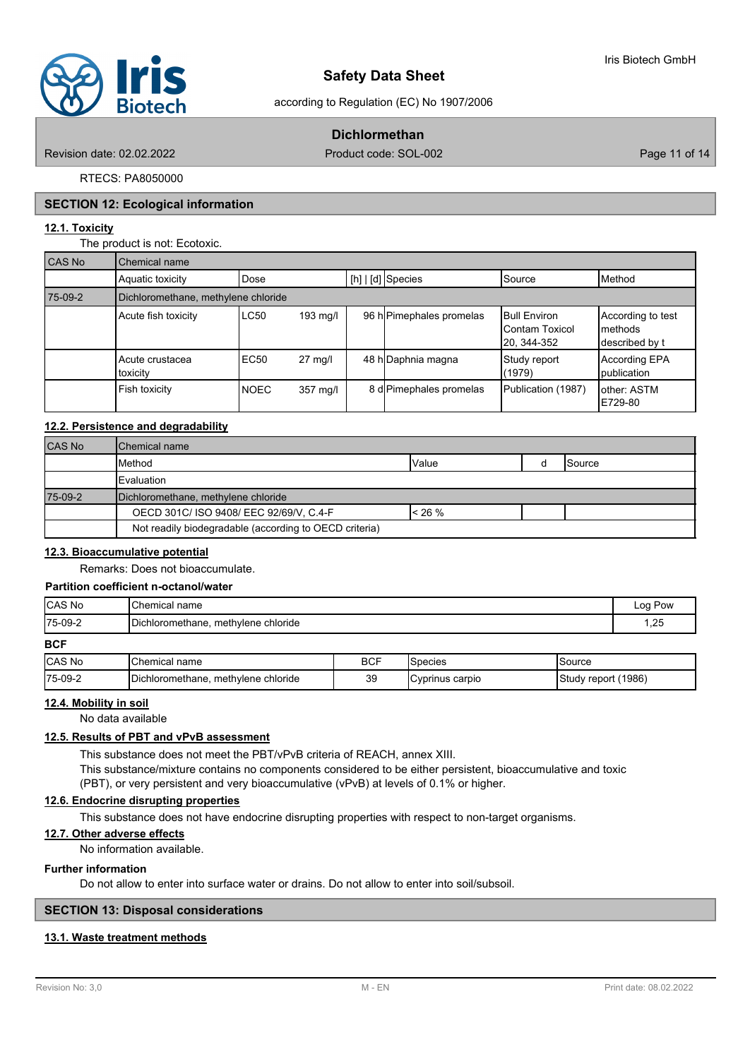RTECS: PA8050000

## SECTION 12: Ecological information

### 12.1. Toxicity

The product is not: Ecotoxic.

| CAS No | Chemical name | | | | | | |
|---|---|---|---|---|---|---|---|
| | Aquatic toxicity | Dose | | [h] \| [d] | Species | Source | Method |
| 75-09-2 | Dichloromethane, methylene chloride | | | | | | |
| | Acute fish toxicity | LC50 | 193 mg/l | 96 h | Pimephales promelas | Bull Environ Contam Toxicol 20, 344-352 | According to test methods described by t |
| | Acute crustacea toxicity | EC50 | 27 mg/l | 48 h | Daphnia magna | Study report (1979) | According EPA publication |
| | Fish toxicity | NOEC | 357 mg/l | 8 d | Pimephales promelas | Publication (1987) | other: ASTM E729-80 |

### 12.2. Persistence and degradability

| CAS No | Chemical name | | | |
|---|---|---|---|---|
| | Method | Value | d | Source |
| | Evaluation | | | |
| 75-09-2 | Dichloromethane, methylene chloride | | | |
| | OECD 301C/ ISO 9408/ EEC 92/69/V, C.4-F | < 26 % | | |
| | Not readily biodegradable (according to OECD criteria) | | | |

### 12.3. Bioaccumulative potential

Remarks: Does not bioaccumulate.

**Partition coefficient n-octanol/water**

| CAS No | Chemical name | Log Pow |
|---|---|---|
| 75-09-2 | Dichloromethane, methylene chloride | 1,25 |

**BCF**

| CAS No | Chemical name | BCF | Species | Source |
|---|---|---|---|---|
| 75-09-2 | Dichloromethane, methylene chloride | 39 | Cyprinus carpio | Study report (1986) |

### 12.4. Mobility in soil

No data available

### 12.5. Results of PBT and vPvB assessment

This substance does not meet the PBT/vPvB criteria of REACH, annex XIII.
This substance/mixture contains no components considered to be either persistent, bioaccumulative and toxic (PBT), or very persistent and very bioaccumulative (vPvB) at levels of 0.1% or higher.

### 12.6. Endocrine disrupting properties

This substance does not have endocrine disrupting properties with respect to non-target organisms.

### 12.7. Other adverse effects

No information available.

**Further information**

Do not allow to enter into surface water or drains. Do not allow to enter into soil/subsoil.

## SECTION 13: Disposal considerations

### 13.1. Waste treatment methods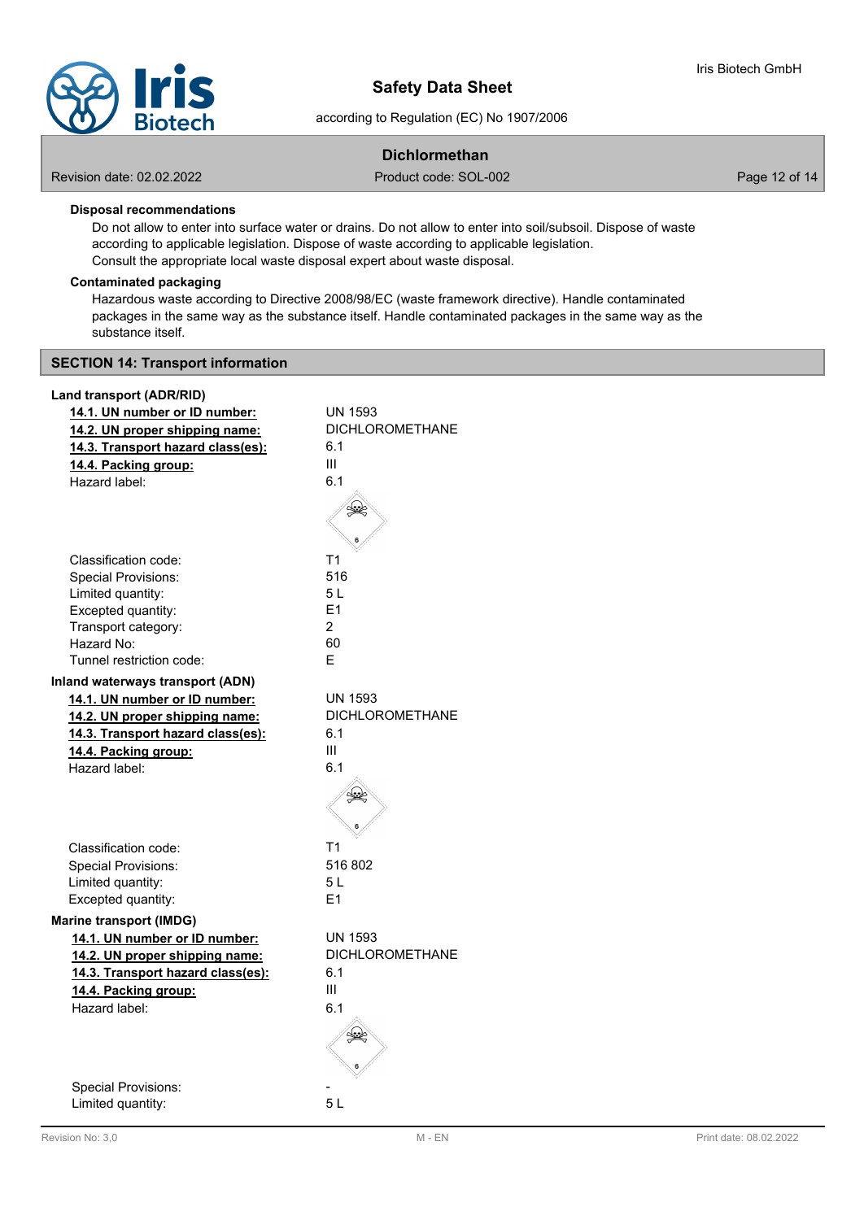**Disposal recommendations**

Do not allow to enter into surface water or drains. Do not allow to enter into soil/subsoil. Dispose of waste according to applicable legislation. Dispose of waste according to applicable legislation.
Consult the appropriate local waste disposal expert about waste disposal.

**Contaminated packaging**

Hazardous waste according to Directive 2008/98/EC (waste framework directive). Handle contaminated packages in the same way as the substance itself. Handle contaminated packages in the same way as the substance itself.

## SECTION 14: Transport information

**Land transport (ADR/RID)**

| | |
|---|---|
| **14.1. UN number or ID number:** | UN 1593 |
| **14.2. UN proper shipping name:** | DICHLOROMETHANE |
| **14.3. Transport hazard class(es):** | 6.1 |
| **14.4. Packing group:** | III |
| Hazard label: | 6.1 |
| Classification code: | T1 |
| Special Provisions: | 516 |
| Limited quantity: | 5 L |
| Excepted quantity: | E1 |
| Transport category: | 2 |
| Hazard No: | 60 |
| Tunnel restriction code: | E |

**Inland waterways transport (ADN)**

| | |
|---|---|
| **14.1. UN number or ID number:** | UN 1593 |
| **14.2. UN proper shipping name:** | DICHLOROMETHANE |
| **14.3. Transport hazard class(es):** | 6.1 |
| **14.4. Packing group:** | III |
| Hazard label: | 6.1 |
| Classification code: | T1 |
| Special Provisions: | 516 802 |
| Limited quantity: | 5 L |
| Excepted quantity: | E1 |

**Marine transport (IMDG)**

| | |
|---|---|
| **14.1. UN number or ID number:** | UN 1593 |
| **14.2. UN proper shipping name:** | DICHLOROMETHANE |
| **14.3. Transport hazard class(es):** | 6.1 |
| **14.4. Packing group:** | III |
| Hazard label: | 6.1 |
| Special Provisions: | - |
| Limited quantity: | 5 L |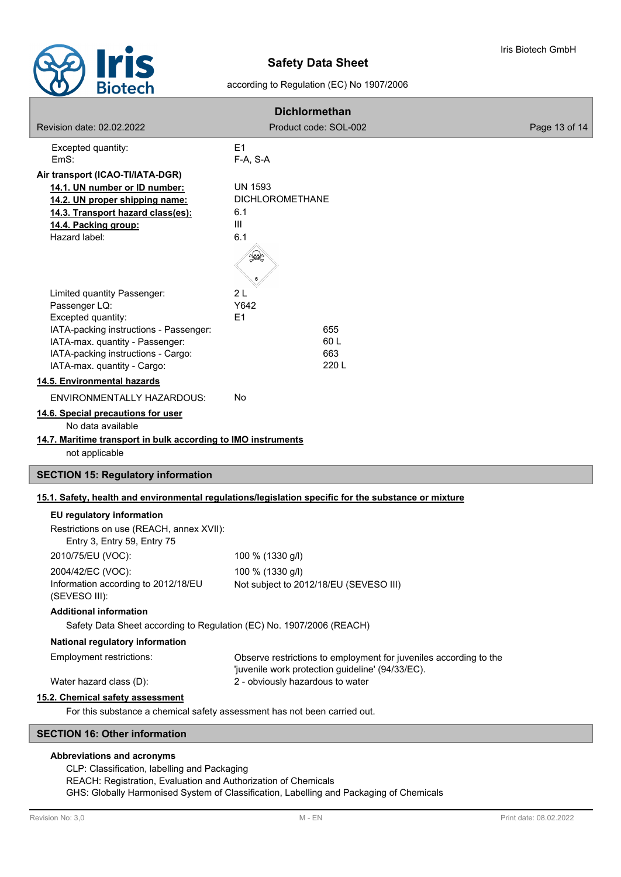| | |
|---|---|
| Excepted quantity: | E1 |
| EmS: | F-A, S-A |

**Air transport (ICAO-TI/IATA-DGR)**

| | |
|---|---|
| **14.1. UN number or ID number:** | UN 1593 |
| **14.2. UN proper shipping name:** | DICHLOROMETHANE |
| **14.3. Transport hazard class(es):** | 6.1 |
| **14.4. Packing group:** | III |
| Hazard label: | 6.1 |

| | |
|---|---|
| Limited quantity Passenger: | 2 L |
| Passenger LQ: | Y642 |
| Excepted quantity: | E1 |
| IATA-packing instructions - Passenger: | 655 |
| IATA-max. quantity - Passenger: | 60 L |
| IATA-packing instructions - Cargo: | 663 |
| IATA-max. quantity - Cargo: | 220 L |

**14.5. Environmental hazards**

ENVIRONMENTALLY HAZARDOUS: No

**14.6. Special precautions for user**

No data available

**14.7. Maritime transport in bulk according to IMO instruments**

not applicable

## SECTION 15: Regulatory information

**15.1. Safety, health and environmental regulations/legislation specific for the substance or mixture**

**EU regulatory information**

Restrictions on use (REACH, annex XVII):
Entry 3, Entry 59, Entry 75

| | |
|---|---|
| 2010/75/EU (VOC): | 100 % (1330 g/l) |
| 2004/42/EC (VOC): | 100 % (1330 g/l) |
| Information according to 2012/18/EU (SEVESO III): | Not subject to 2012/18/EU (SEVESO III) |

**Additional information**

Safety Data Sheet according to Regulation (EC) No. 1907/2006 (REACH)

**National regulatory information**

| | |
|---|---|
| Employment restrictions: | Observe restrictions to employment for juveniles according to the 'juvenile work protection guideline' (94/33/EC). |
| Water hazard class (D): | 2 - obviously hazardous to water |

**15.2. Chemical safety assessment**

For this substance a chemical safety assessment has not been carried out.

## SECTION 16: Other information

**Abbreviations and acronyms**

CLP: Classification, labelling and Packaging
REACH: Registration, Evaluation and Authorization of Chemicals
GHS: Globally Harmonised System of Classification, Labelling and Packaging of Chemicals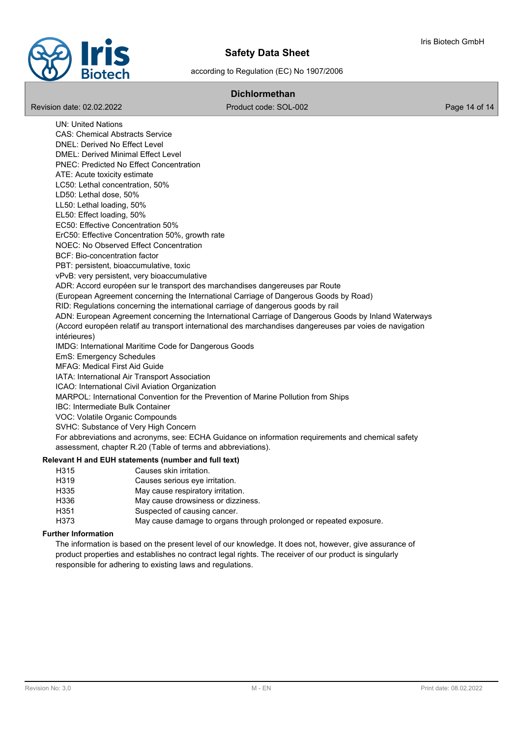UN: United Nations
CAS: Chemical Abstracts Service
DNEL: Derived No Effect Level
DMEL: Derived Minimal Effect Level
PNEC: Predicted No Effect Concentration
ATE: Acute toxicity estimate
LC50: Lethal concentration, 50%
LD50: Lethal dose, 50%
LL50: Lethal loading, 50%
EL50: Effect loading, 50%
EC50: Effective Concentration 50%
ErC50: Effective Concentration 50%, growth rate
NOEC: No Observed Effect Concentration
BCF: Bio-concentration factor
PBT: persistent, bioaccumulative, toxic
vPvB: very persistent, very bioaccumulative
ADR: Accord européen sur le transport des marchandises dangereuses par Route
(European Agreement concerning the International Carriage of Dangerous Goods by Road)
RID: Regulations concerning the international carriage of dangerous goods by rail
ADN: European Agreement concerning the International Carriage of Dangerous Goods by Inland Waterways
(Accord européen relatif au transport international des marchandises dangereuses par voies de navigation intérieures)
IMDG: International Maritime Code for Dangerous Goods
EmS: Emergency Schedules
MFAG: Medical First Aid Guide
IATA: International Air Transport Association
ICAO: International Civil Aviation Organization
MARPOL: International Convention for the Prevention of Marine Pollution from Ships
IBC: Intermediate Bulk Container
VOC: Volatile Organic Compounds
SVHC: Substance of Very High Concern
For abbreviations and acronyms, see: ECHA Guidance on information requirements and chemical safety assessment, chapter R.20 (Table of terms and abbreviations).

**Relevant H and EUH statements (number and full text)**

| | |
|---|---|
| H315 | Causes skin irritation. |
| H319 | Causes serious eye irritation. |
| H335 | May cause respiratory irritation. |
| H336 | May cause drowsiness or dizziness. |
| H351 | Suspected of causing cancer. |
| H373 | May cause damage to organs through prolonged or repeated exposure. |

**Further Information**

The information is based on the present level of our knowledge. It does not, however, give assurance of product properties and establishes no contract legal rights. The receiver of our product is singularly responsible for adhering to existing laws and regulations.